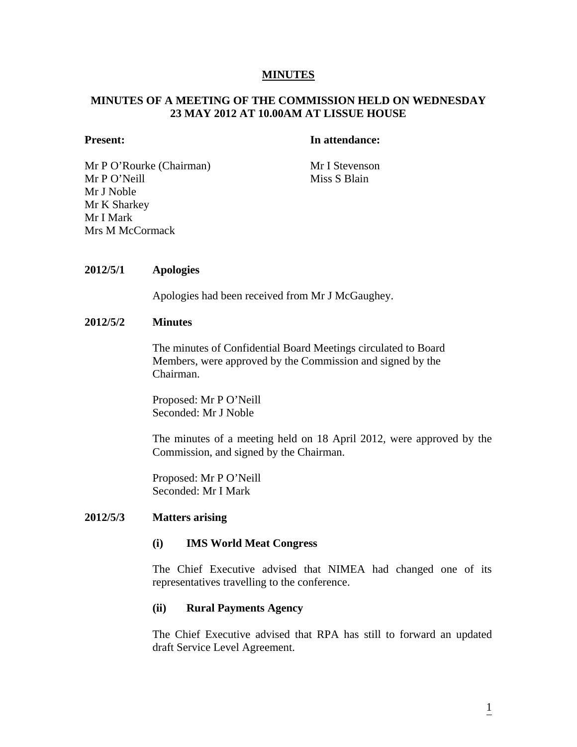# MINUTES

## MINUTES OF A MEETING OF THE COMMISSION HELD ON WEDNESDAY 23 MAY 2012 AT 10.00AM AT LISSUE HOUSE

| **Present:** | **In attendance:** |
|---|---|
| Mr P O'Rourke (Chairman) | Mr I Stevenson |
| Mr P O'Neill | Miss S Blain |
| Mr J Noble | |
| Mr K Sharkey | |
| Mr I Mark | |
| Mrs M McCormack | |

**2012/5/1 Apologies**

Apologies had been received from Mr J McGaughey.

**2012/5/2 Minutes**

The minutes of Confidential Board Meetings circulated to Board Members, were approved by the Commission and signed by the Chairman.

Proposed: Mr P O'Neill
Seconded: Mr J Noble

The minutes of a meeting held on 18 April 2012, were approved by the Commission, and signed by the Chairman.

Proposed: Mr P O'Neill
Seconded: Mr I Mark

**2012/5/3 Matters arising**

**(i) IMS World Meat Congress**

The Chief Executive advised that NIMEA had changed one of its representatives travelling to the conference.

**(ii) Rural Payments Agency**

The Chief Executive advised that RPA has still to forward an updated draft Service Level Agreement.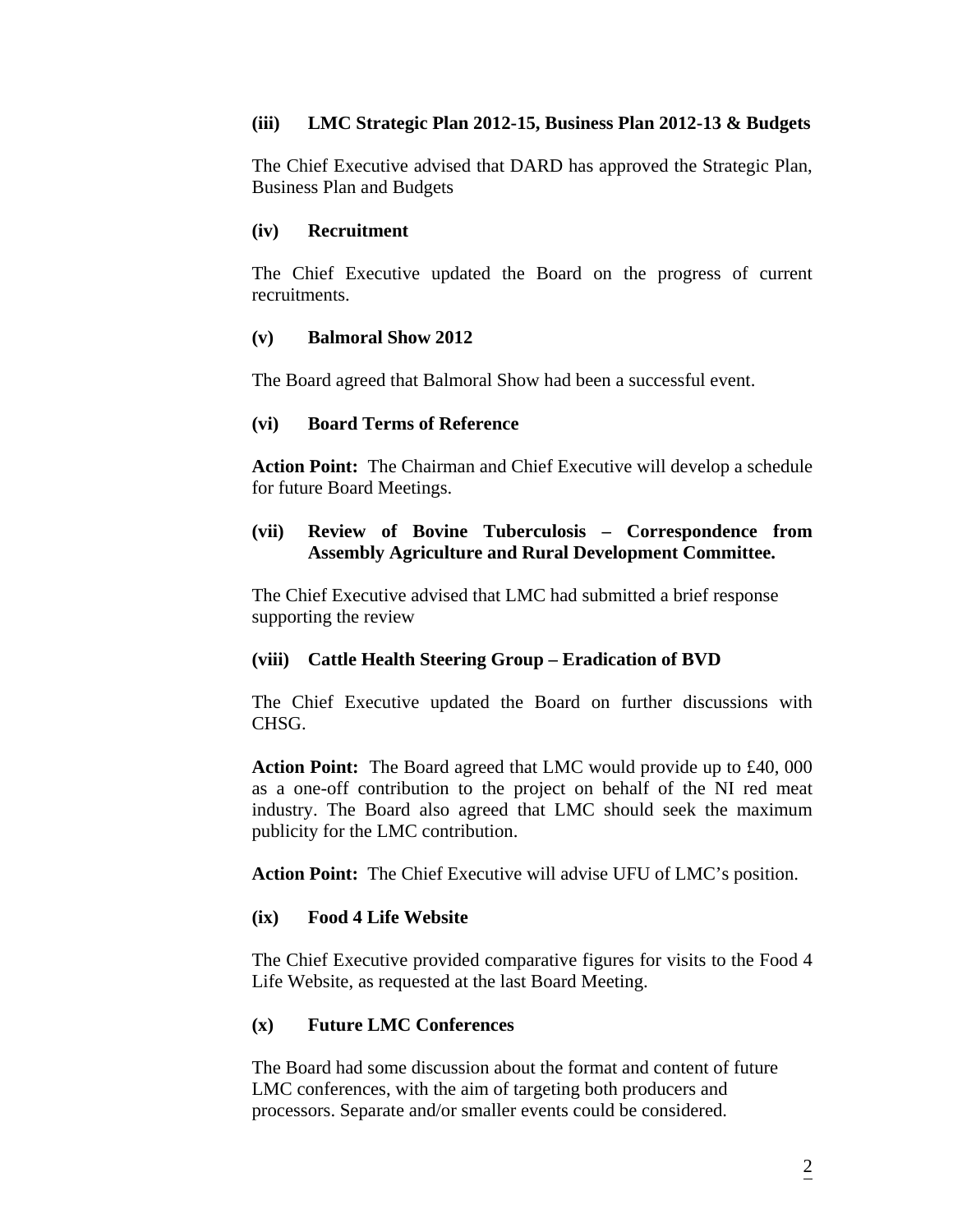### (iii) LMC Strategic Plan 2012-15, Business Plan 2012-13 & Budgets

The Chief Executive advised that DARD has approved the Strategic Plan, Business Plan and Budgets

### (iv) Recruitment

The Chief Executive updated the Board on the progress of current recruitments.

### (v) Balmoral Show 2012

The Board agreed that Balmoral Show had been a successful event.

### (vi) Board Terms of Reference

**Action Point:** The Chairman and Chief Executive will develop a schedule for future Board Meetings.

### (vii) Review of Bovine Tuberculosis – Correspondence from Assembly Agriculture and Rural Development Committee.

The Chief Executive advised that LMC had submitted a brief response supporting the review

### (viii) Cattle Health Steering Group – Eradication of BVD

The Chief Executive updated the Board on further discussions with CHSG.

**Action Point:** The Board agreed that LMC would provide up to £40, 000 as a one-off contribution to the project on behalf of the NI red meat industry. The Board also agreed that LMC should seek the maximum publicity for the LMC contribution.

**Action Point:** The Chief Executive will advise UFU of LMC's position.

### (ix) Food 4 Life Website

The Chief Executive provided comparative figures for visits to the Food 4 Life Website, as requested at the last Board Meeting.

### (x) Future LMC Conferences

The Board had some discussion about the format and content of future LMC conferences, with the aim of targeting both producers and processors. Separate and/or smaller events could be considered.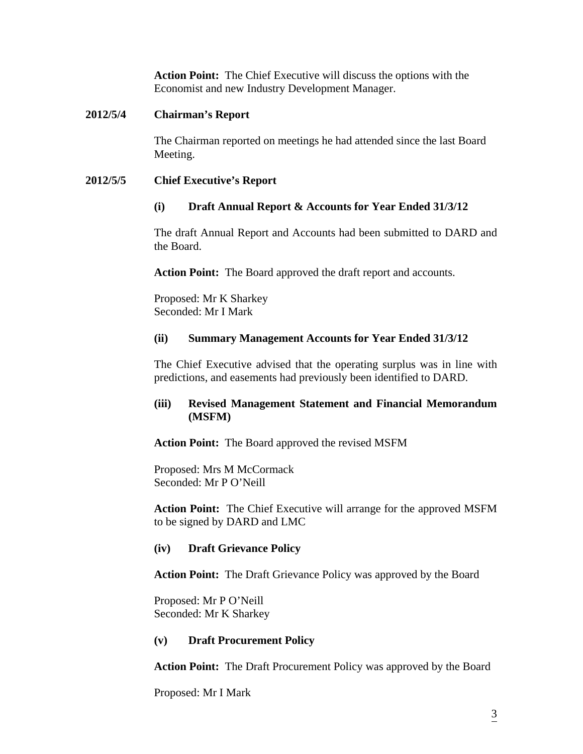**Action Point:** The Chief Executive will discuss the options with the Economist and new Industry Development Manager.

**2012/5/4 Chairman's Report**

The Chairman reported on meetings he had attended since the last Board Meeting.

**2012/5/5 Chief Executive's Report**

**(i) Draft Annual Report & Accounts for Year Ended 31/3/12**

The draft Annual Report and Accounts had been submitted to DARD and the Board.

**Action Point:** The Board approved the draft report and accounts.

Proposed: Mr K Sharkey
Seconded: Mr I Mark

**(ii) Summary Management Accounts for Year Ended 31/3/12**

The Chief Executive advised that the operating surplus was in line with predictions, and easements had previously been identified to DARD.

**(iii) Revised Management Statement and Financial Memorandum (MSFM)**

**Action Point:** The Board approved the revised MSFM

Proposed: Mrs M McCormack
Seconded: Mr P O'Neill

**Action Point:** The Chief Executive will arrange for the approved MSFM to be signed by DARD and LMC

**(iv) Draft Grievance Policy**

**Action Point:** The Draft Grievance Policy was approved by the Board

Proposed: Mr P O'Neill
Seconded: Mr K Sharkey

**(v) Draft Procurement Policy**

**Action Point:** The Draft Procurement Policy was approved by the Board

Proposed: Mr I Mark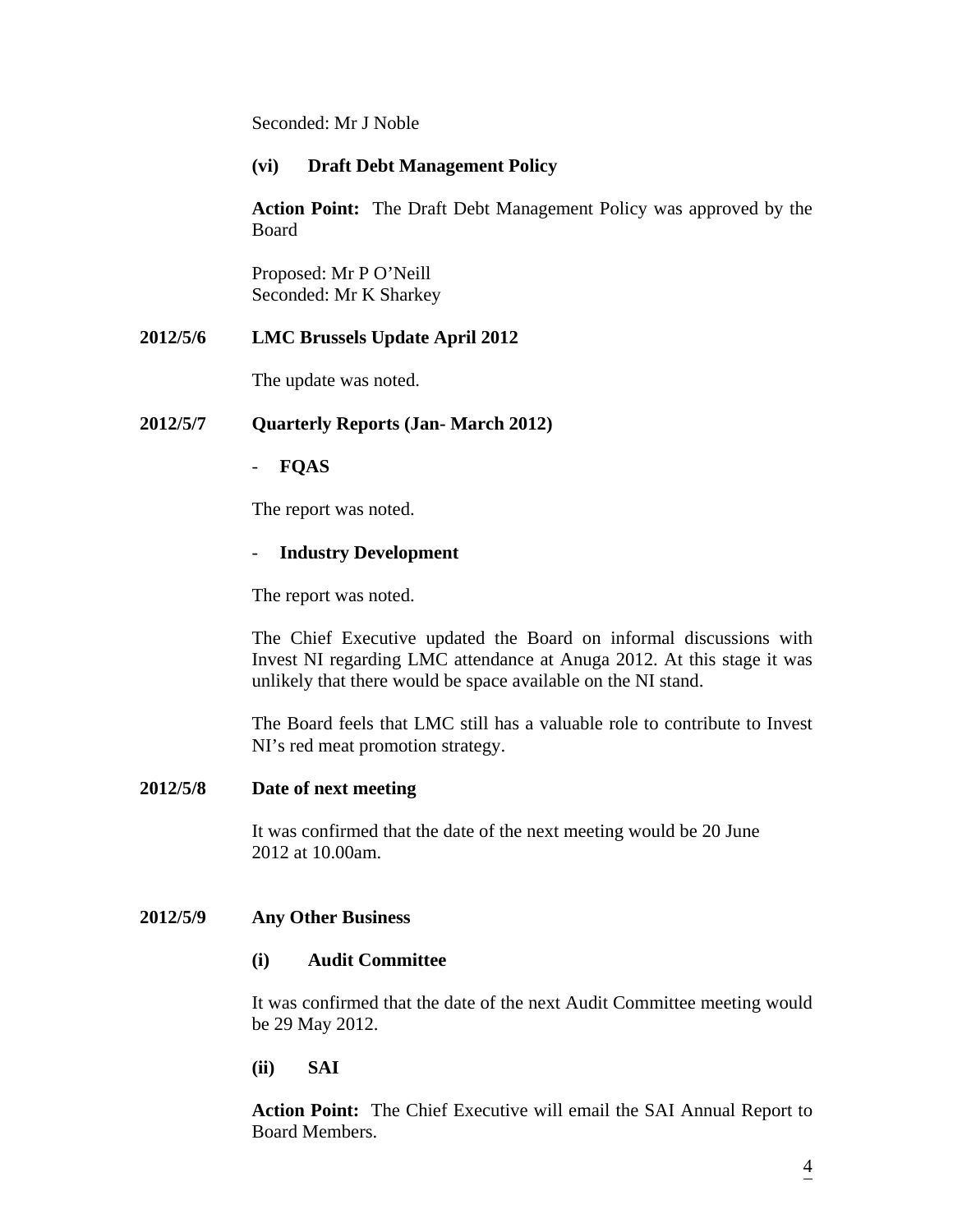Seconded: Mr J Noble

**(vi) Draft Debt Management Policy**

**Action Point:** The Draft Debt Management Policy was approved by the Board

Proposed: Mr P O'Neill
Seconded: Mr K Sharkey

**2012/5/6 LMC Brussels Update April 2012**

The update was noted.

**2012/5/7 Quarterly Reports (Jan- March 2012)**

- **FQAS**

The report was noted.

- **Industry Development**

The report was noted.

The Chief Executive updated the Board on informal discussions with Invest NI regarding LMC attendance at Anuga 2012. At this stage it was unlikely that there would be space available on the NI stand.

The Board feels that LMC still has a valuable role to contribute to Invest NI's red meat promotion strategy.

**2012/5/8 Date of next meeting**

It was confirmed that the date of the next meeting would be 20 June 2012 at 10.00am.

**2012/5/9 Any Other Business**

**(i) Audit Committee**

It was confirmed that the date of the next Audit Committee meeting would be 29 May 2012.

**(ii) SAI**

**Action Point:** The Chief Executive will email the SAI Annual Report to Board Members.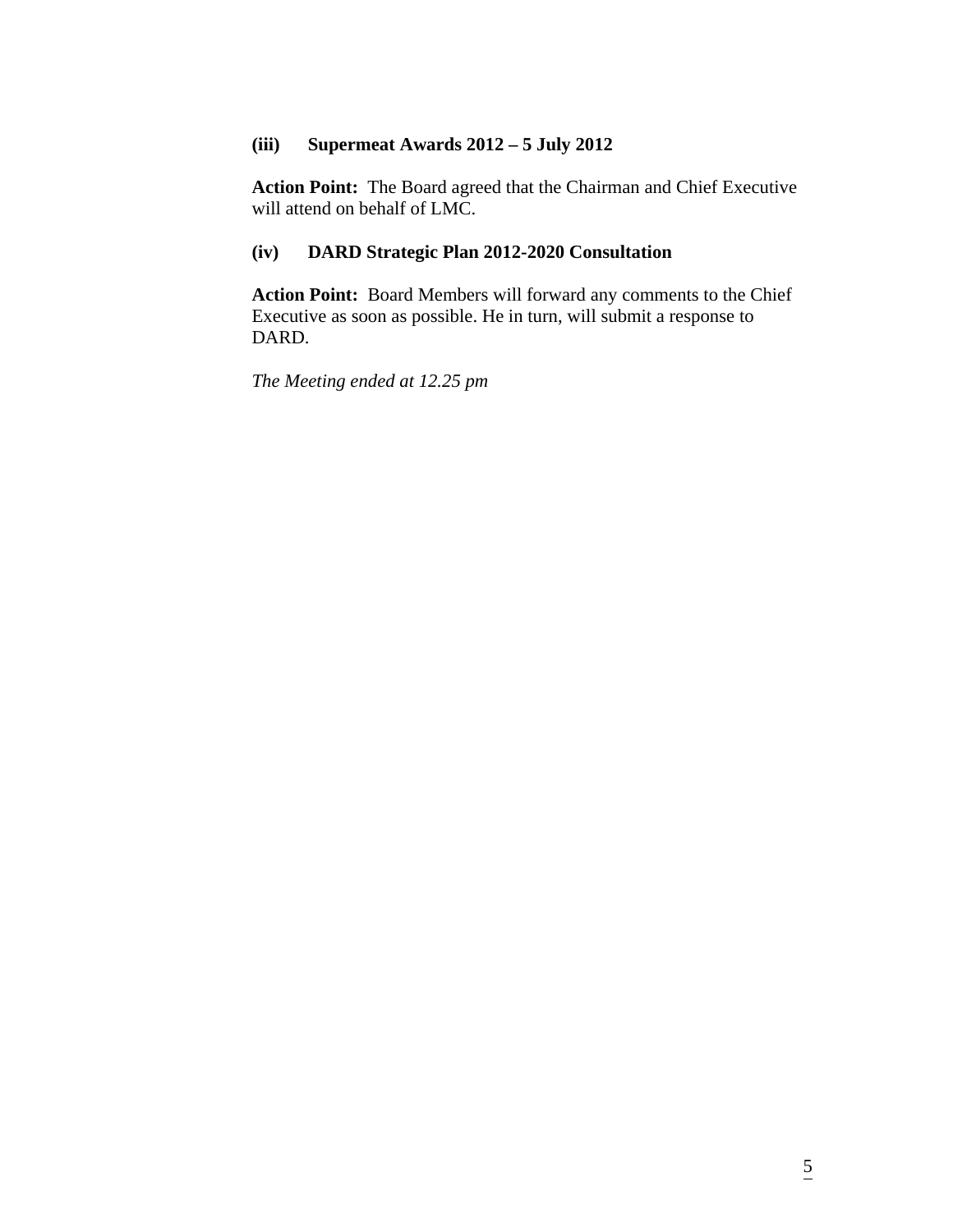### (iii) Supermeat Awards 2012 – 5 July 2012

**Action Point:** The Board agreed that the Chairman and Chief Executive will attend on behalf of LMC.

### (iv) DARD Strategic Plan 2012-2020 Consultation

**Action Point:** Board Members will forward any comments to the Chief Executive as soon as possible. He in turn, will submit a response to DARD.

*The Meeting ended at 12.25 pm*